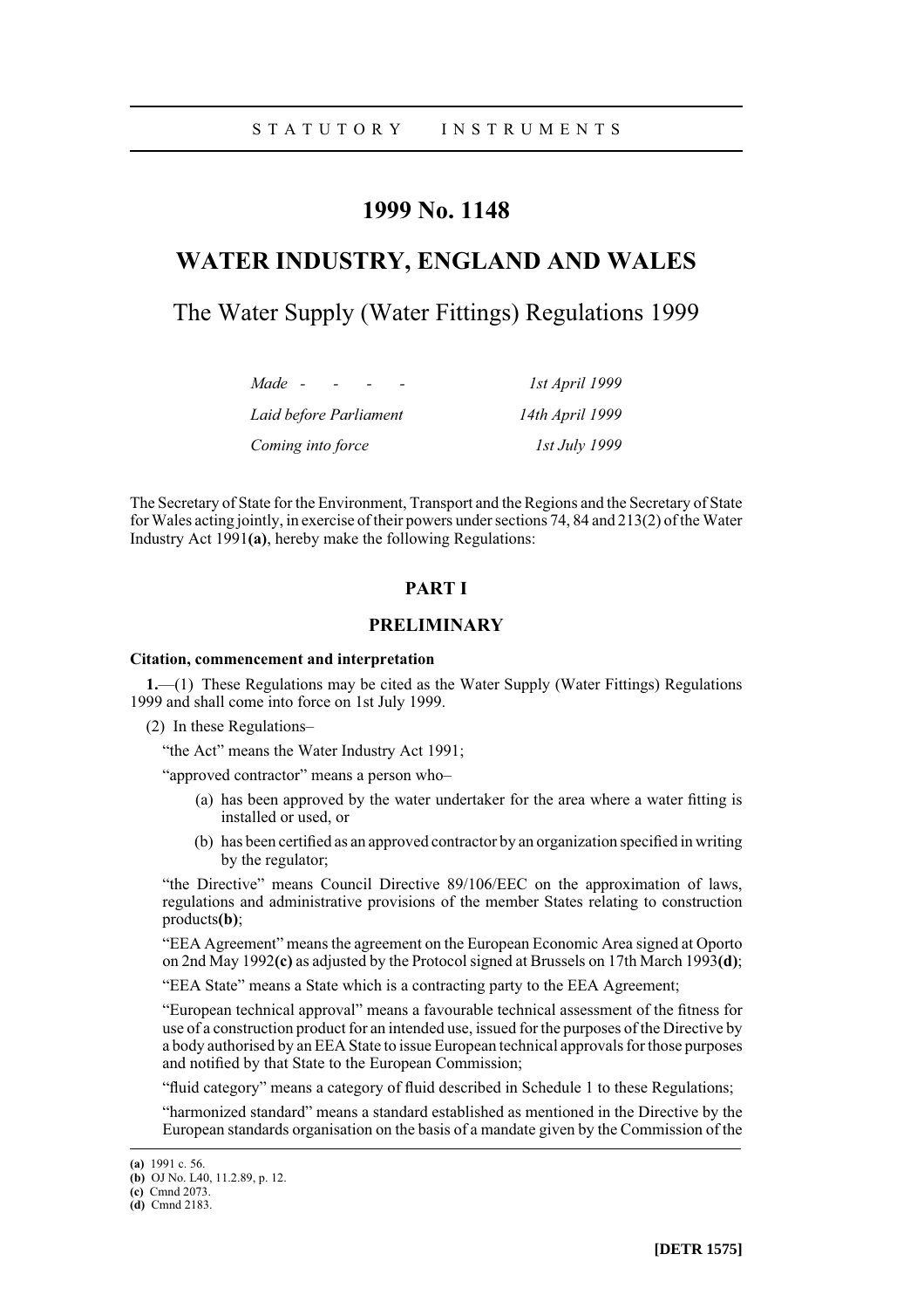STATUTORY INSTRUMENTS

# 1999 No. 1148

# WATER INDUSTRY, ENGLAND AND WALES

## The Water Supply (Water Fittings) Regulations 1999

| | |
|---|---|
| *Made - - - -* | *1st April 1999* |
| *Laid before Parliament* | *14th April 1999* |
| *Coming into force* | *1st July 1999* |

The Secretary of State for the Environment, Transport and the Regions and the Secretary of State for Wales acting jointly, in exercise of their powers under sections 74, 84 and 213(2) of the Water Industry Act 1991**(a)**, hereby make the following Regulations:

## PART I

## PRELIMINARY

**Citation, commencement and interpretation**

**1.**—(1) These Regulations may be cited as the Water Supply (Water Fittings) Regulations 1999 and shall come into force on 1st July 1999.

(2) In these Regulations–

"the Act" means the Water Industry Act 1991;

"approved contractor" means a person who–

(a) has been approved by the water undertaker for the area where a water fitting is installed or used, or

(b) has been certified as an approved contractor by an organization specified in writing by the regulator;

"the Directive" means Council Directive 89/106/EEC on the approximation of laws, regulations and administrative provisions of the member States relating to construction products**(b)**;

"EEA Agreement" means the agreement on the European Economic Area signed at Oporto on 2nd May 1992**(c)** as adjusted by the Protocol signed at Brussels on 17th March 1993**(d)**;

"EEA State" means a State which is a contracting party to the EEA Agreement;

"European technical approval" means a favourable technical assessment of the fitness for use of a construction product for an intended use, issued for the purposes of the Directive by a body authorised by an EEA State to issue European technical approvals for those purposes and notified by that State to the European Commission;

"fluid category" means a category of fluid described in Schedule 1 to these Regulations;

"harmonized standard" means a standard established as mentioned in the Directive by the European standards organisation on the basis of a mandate given by the Commission of the

**(a)** 1991 c. 56.
**(b)** OJ No. L40, 11.2.89, p. 12.
**(c)** Cmnd 2073.
**(d)** Cmnd 2183.

**[DETR 1575]**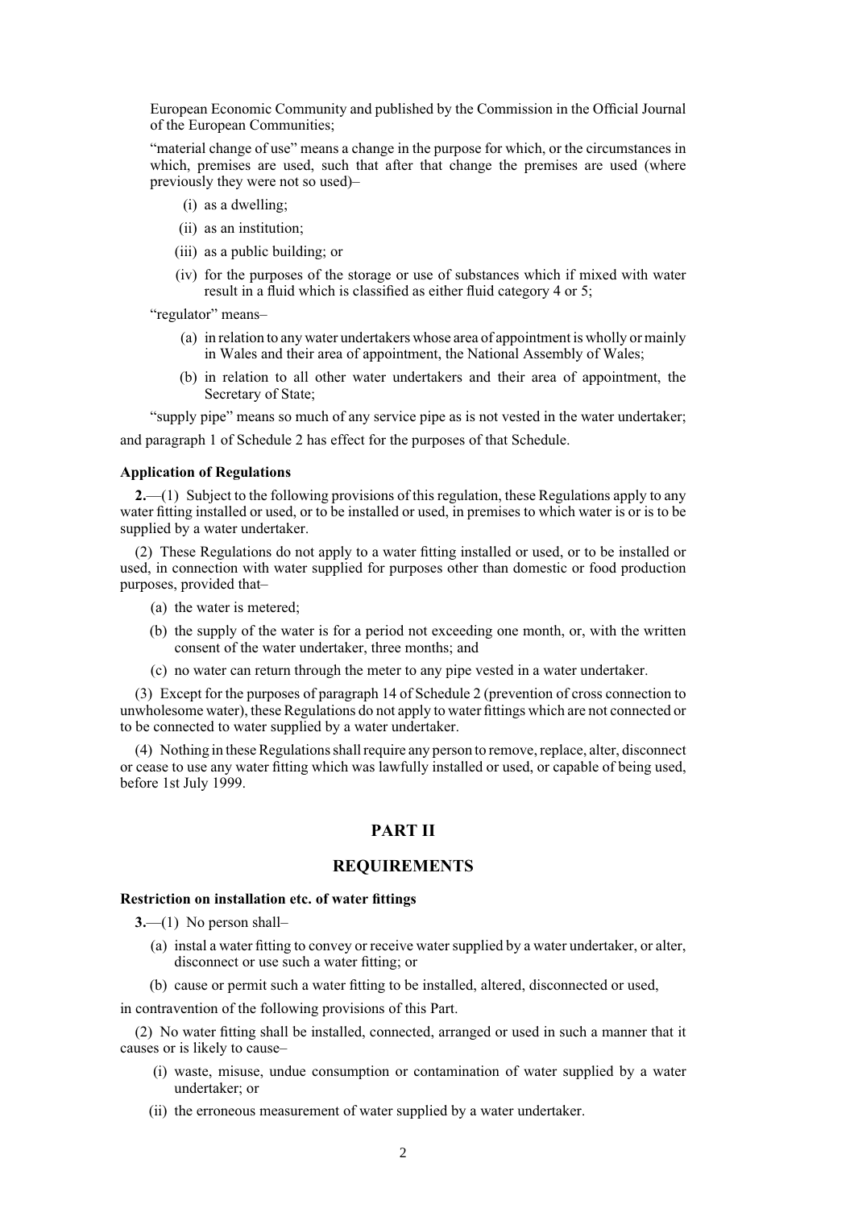European Economic Community and published by the Commission in the Official Journal of the European Communities;

"material change of use" means a change in the purpose for which, or the circumstances in which, premises are used, such that after that change the premises are used (where previously they were not so used)–

- (i) as a dwelling;
- (ii) as an institution;
- (iii) as a public building; or
- (iv) for the purposes of the storage or use of substances which if mixed with water result in a fluid which is classified as either fluid category 4 or 5;

"regulator" means–

- (a) in relation to any water undertakers whose area of appointment is wholly or mainly in Wales and their area of appointment, the National Assembly of Wales;
- (b) in relation to all other water undertakers and their area of appointment, the Secretary of State;

"supply pipe" means so much of any service pipe as is not vested in the water undertaker;

and paragraph 1 of Schedule 2 has effect for the purposes of that Schedule.

**Application of Regulations**

**2.**—(1) Subject to the following provisions of this regulation, these Regulations apply to any water fitting installed or used, or to be installed or used, in premises to which water is or is to be supplied by a water undertaker.

(2) These Regulations do not apply to a water fitting installed or used, or to be installed or used, in connection with water supplied for purposes other than domestic or food production purposes, provided that–

- (a) the water is metered;
- (b) the supply of the water is for a period not exceeding one month, or, with the written consent of the water undertaker, three months; and
- (c) no water can return through the meter to any pipe vested in a water undertaker.

(3) Except for the purposes of paragraph 14 of Schedule 2 (prevention of cross connection to unwholesome water), these Regulations do not apply to water fittings which are not connected or to be connected to water supplied by a water undertaker.

(4) Nothing in these Regulations shall require any person to remove, replace, alter, disconnect or cease to use any water fitting which was lawfully installed or used, or capable of being used, before 1st July 1999.

## PART II

## REQUIREMENTS

**Restriction on installation etc. of water fittings**

**3.**—(1) No person shall–

- (a) instal a water fitting to convey or receive water supplied by a water undertaker, or alter, disconnect or use such a water fitting; or
- (b) cause or permit such a water fitting to be installed, altered, disconnected or used,

in contravention of the following provisions of this Part.

(2) No water fitting shall be installed, connected, arranged or used in such a manner that it causes or is likely to cause–

- (i) waste, misuse, undue consumption or contamination of water supplied by a water undertaker; or
- (ii) the erroneous measurement of water supplied by a water undertaker.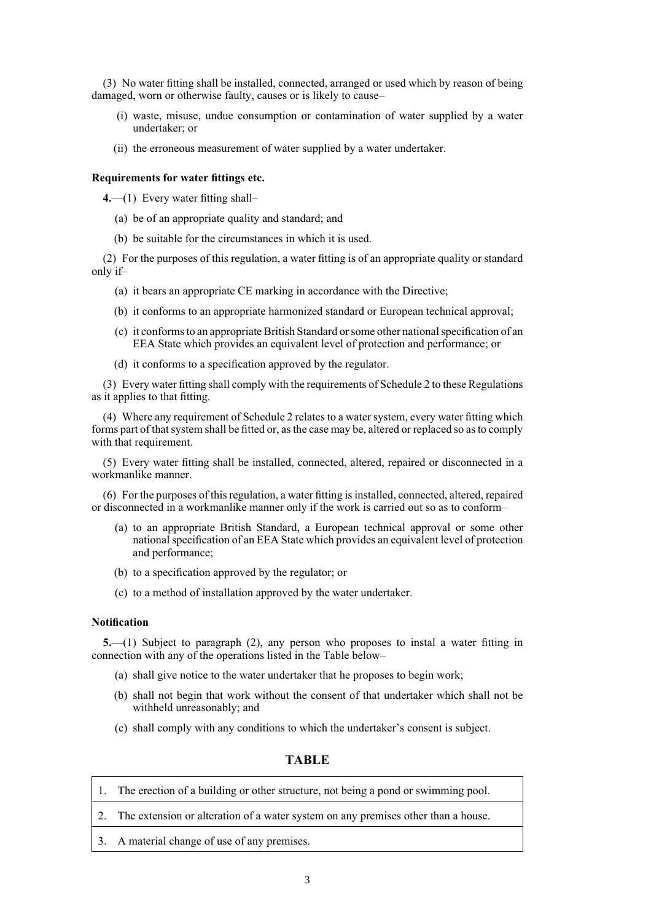(3) No water fitting shall be installed, connected, arranged or used which by reason of being damaged, worn or otherwise faulty, causes or is likely to cause–

(i) waste, misuse, undue consumption or contamination of water supplied by a water undertaker; or

(ii) the erroneous measurement of water supplied by a water undertaker.

**Requirements for water fittings etc.**

**4.**—(1) Every water fitting shall–

(a) be of an appropriate quality and standard; and

(b) be suitable for the circumstances in which it is used.

(2) For the purposes of this regulation, a water fitting is of an appropriate quality or standard only if–

(a) it bears an appropriate CE marking in accordance with the Directive;

(b) it conforms to an appropriate harmonized standard or European technical approval;

(c) it conforms to an appropriate British Standard or some other national specification of an EEA State which provides an equivalent level of protection and performance; or

(d) it conforms to a specification approved by the regulator.

(3) Every water fitting shall comply with the requirements of Schedule 2 to these Regulations as it applies to that fitting.

(4) Where any requirement of Schedule 2 relates to a water system, every water fitting which forms part of that system shall be fitted or, as the case may be, altered or replaced so as to comply with that requirement.

(5) Every water fitting shall be installed, connected, altered, repaired or disconnected in a workmanlike manner.

(6) For the purposes of this regulation, a water fitting is installed, connected, altered, repaired or disconnected in a workmanlike manner only if the work is carried out so as to conform–

(a) to an appropriate British Standard, a European technical approval or some other national specification of an EEA State which provides an equivalent level of protection and performance;

(b) to a specification approved by the regulator; or

(c) to a method of installation approved by the water undertaker.

**Notification**

**5.**—(1) Subject to paragraph (2), any person who proposes to instal a water fitting in connection with any of the operations listed in the Table below–

(a) shall give notice to the water undertaker that he proposes to begin work;

(b) shall not begin that work without the consent of that undertaker which shall not be withheld unreasonably; and

(c) shall comply with any conditions to which the undertaker's consent is subject.

**TABLE**

| |
|---|
| 1. The erection of a building or other structure, not being a pond or swimming pool. |
| 2. The extension or alteration of a water system on any premises other than a house. |
| 3. A material change of use of any premises. |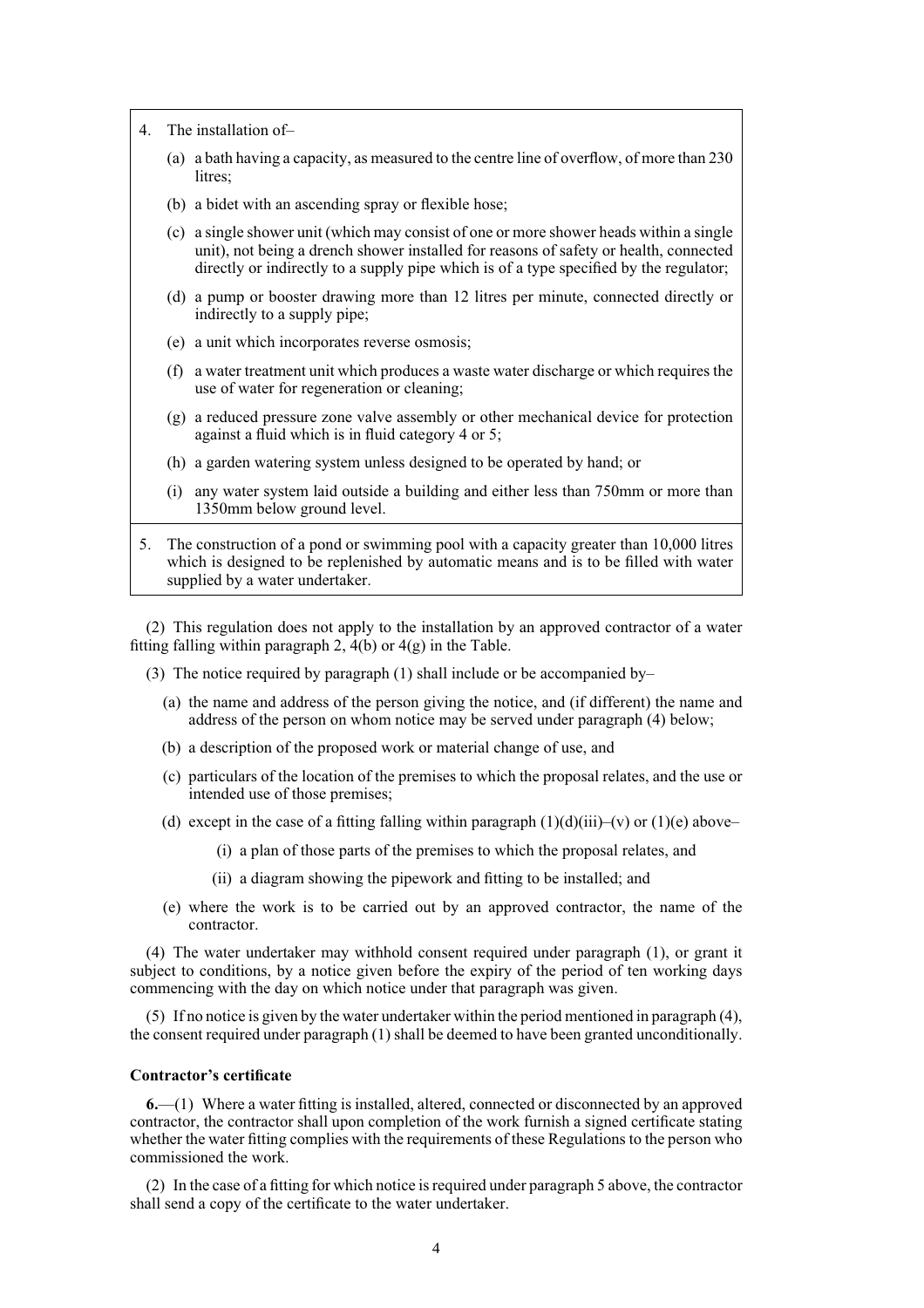| | |
|---|---|
| 4. | The installation of–<br><br>(a) a bath having a capacity, as measured to the centre line of overflow, of more than 230 litres;<br><br>(b) a bidet with an ascending spray or flexible hose;<br><br>(c) a single shower unit (which may consist of one or more shower heads within a single unit), not being a drench shower installed for reasons of safety or health, connected directly or indirectly to a supply pipe which is of a type specified by the regulator;<br><br>(d) a pump or booster drawing more than 12 litres per minute, connected directly or indirectly to a supply pipe;<br><br>(e) a unit which incorporates reverse osmosis;<br><br>(f) a water treatment unit which produces a waste water discharge or which requires the use of water for regeneration or cleaning;<br><br>(g) a reduced pressure zone valve assembly or other mechanical device for protection against a fluid which is in fluid category 4 or 5;<br><br>(h) a garden watering system unless designed to be operated by hand; or<br><br>(i) any water system laid outside a building and either less than 750mm or more than 1350mm below ground level. |
| 5. | The construction of a pond or swimming pool with a capacity greater than 10,000 litres which is designed to be replenished by automatic means and is to be filled with water supplied by a water undertaker. |

(2) This regulation does not apply to the installation by an approved contractor of a water fitting falling within paragraph 2, 4(b) or 4(g) in the Table.

(3) The notice required by paragraph (1) shall include or be accompanied by–

(a) the name and address of the person giving the notice, and (if different) the name and address of the person on whom notice may be served under paragraph (4) below;

(b) a description of the proposed work or material change of use, and

(c) particulars of the location of the premises to which the proposal relates, and the use or intended use of those premises;

(d) except in the case of a fitting falling within paragraph (1)(d)(iii)–(v) or (1)(e) above–

(i) a plan of those parts of the premises to which the proposal relates, and

(ii) a diagram showing the pipework and fitting to be installed; and

(e) where the work is to be carried out by an approved contractor, the name of the contractor.

(4) The water undertaker may withhold consent required under paragraph (1), or grant it subject to conditions, by a notice given before the expiry of the period of ten working days commencing with the day on which notice under that paragraph was given.

(5) If no notice is given by the water undertaker within the period mentioned in paragraph (4), the consent required under paragraph (1) shall be deemed to have been granted unconditionally.

**Contractor's certificate**

**6.**—(1) Where a water fitting is installed, altered, connected or disconnected by an approved contractor, the contractor shall upon completion of the work furnish a signed certificate stating whether the water fitting complies with the requirements of these Regulations to the person who commissioned the work.

(2) In the case of a fitting for which notice is required under paragraph 5 above, the contractor shall send a copy of the certificate to the water undertaker.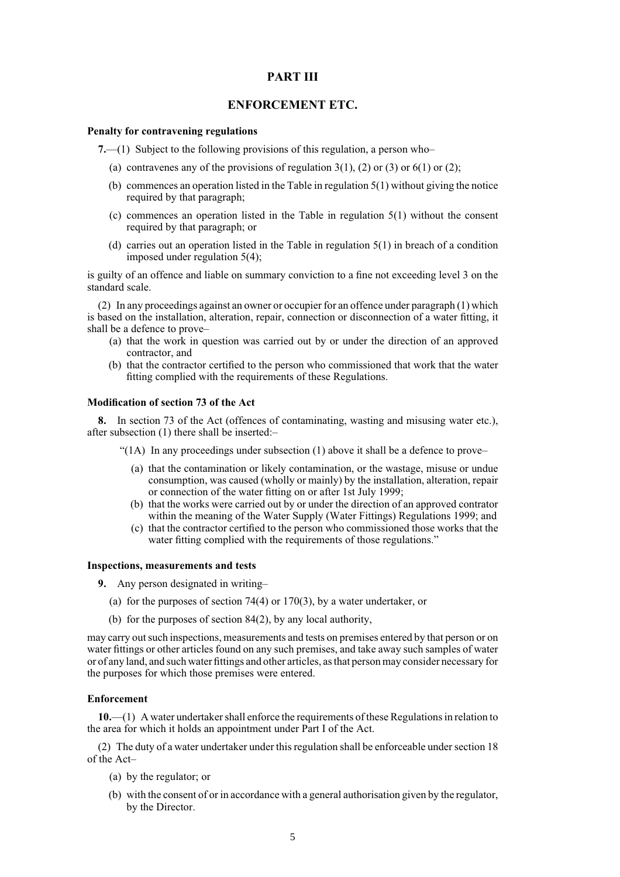# PART III

## ENFORCEMENT ETC.

### Penalty for contravening regulations

**7.**—(1) Subject to the following provisions of this regulation, a person who–

(a) contravenes any of the provisions of regulation 3(1), (2) or (3) or 6(1) or (2);

(b) commences an operation listed in the Table in regulation 5(1) without giving the notice required by that paragraph;

(c) commences an operation listed in the Table in regulation 5(1) without the consent required by that paragraph; or

(d) carries out an operation listed in the Table in regulation 5(1) in breach of a condition imposed under regulation 5(4);

is guilty of an offence and liable on summary conviction to a fine not exceeding level 3 on the standard scale.

(2) In any proceedings against an owner or occupier for an offence under paragraph (1) which is based on the installation, alteration, repair, connection or disconnection of a water fitting, it shall be a defence to prove–

(a) that the work in question was carried out by or under the direction of an approved contractor, and

(b) that the contractor certified to the person who commissioned that work that the water fitting complied with the requirements of these Regulations.

### Modification of section 73 of the Act

**8.** In section 73 of the Act (offences of contaminating, wasting and misusing water etc.), after subsection (1) there shall be inserted:–

"(1A) In any proceedings under subsection (1) above it shall be a defence to prove–

(a) that the contamination or likely contamination, or the wastage, misuse or undue consumption, was caused (wholly or mainly) by the installation, alteration, repair or connection of the water fitting on or after 1st July 1999;

(b) that the works were carried out by or under the direction of an approved contrator within the meaning of the Water Supply (Water Fittings) Regulations 1999; and

(c) that the contractor certified to the person who commissioned those works that the water fitting complied with the requirements of those regulations."

### Inspections, measurements and tests

**9.** Any person designated in writing–

(a) for the purposes of section 74(4) or 170(3), by a water undertaker, or

(b) for the purposes of section 84(2), by any local authority,

may carry out such inspections, measurements and tests on premises entered by that person or on water fittings or other articles found on any such premises, and take away such samples of water or of any land, and such water fittings and other articles, as that person may consider necessary for the purposes for which those premises were entered.

### Enforcement

**10.**—(1) A water undertaker shall enforce the requirements of these Regulations in relation to the area for which it holds an appointment under Part I of the Act.

(2) The duty of a water undertaker under this regulation shall be enforceable under section 18 of the Act–

(a) by the regulator; or

(b) with the consent of or in accordance with a general authorisation given by the regulator, by the Director.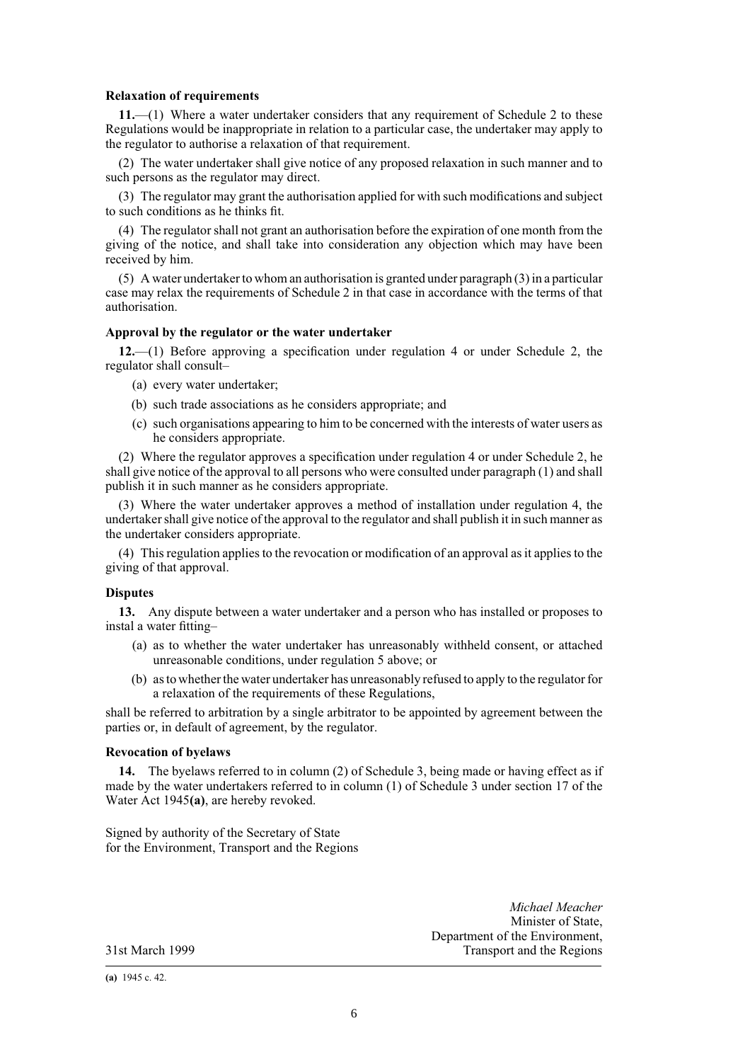**Relaxation of requirements**

**11.**—(1) Where a water undertaker considers that any requirement of Schedule 2 to these Regulations would be inappropriate in relation to a particular case, the undertaker may apply to the regulator to authorise a relaxation of that requirement.

(2) The water undertaker shall give notice of any proposed relaxation in such manner and to such persons as the regulator may direct.

(3) The regulator may grant the authorisation applied for with such modifications and subject to such conditions as he thinks fit.

(4) The regulator shall not grant an authorisation before the expiration of one month from the giving of the notice, and shall take into consideration any objection which may have been received by him.

(5) A water undertaker to whom an authorisation is granted under paragraph (3) in a particular case may relax the requirements of Schedule 2 in that case in accordance with the terms of that authorisation.

**Approval by the regulator or the water undertaker**

**12.**—(1) Before approving a specification under regulation 4 or under Schedule 2, the regulator shall consult–

(a) every water undertaker;

(b) such trade associations as he considers appropriate; and

(c) such organisations appearing to him to be concerned with the interests of water users as he considers appropriate.

(2) Where the regulator approves a specification under regulation 4 or under Schedule 2, he shall give notice of the approval to all persons who were consulted under paragraph (1) and shall publish it in such manner as he considers appropriate.

(3) Where the water undertaker approves a method of installation under regulation 4, the undertaker shall give notice of the approval to the regulator and shall publish it in such manner as the undertaker considers appropriate.

(4) This regulation applies to the revocation or modification of an approval as it applies to the giving of that approval.

**Disputes**

**13.** Any dispute between a water undertaker and a person who has installed or proposes to instal a water fitting–

(a) as to whether the water undertaker has unreasonably withheld consent, or attached unreasonable conditions, under regulation 5 above; or

(b) as to whether the water undertaker has unreasonably refused to apply to the regulator for a relaxation of the requirements of these Regulations,

shall be referred to arbitration by a single arbitrator to be appointed by agreement between the parties or, in default of agreement, by the regulator.

**Revocation of byelaws**

**14.** The byelaws referred to in column (2) of Schedule 3, being made or having effect as if made by the water undertakers referred to in column (1) of Schedule 3 under section 17 of the Water Act 1945**(a)**, are hereby revoked.

Signed by authority of the Secretary of State
for the Environment, Transport and the Regions

*Michael Meacher*
Minister of State,
Department of the Environment,
Transport and the Regions

31st March 1999

**(a)** 1945 c. 42.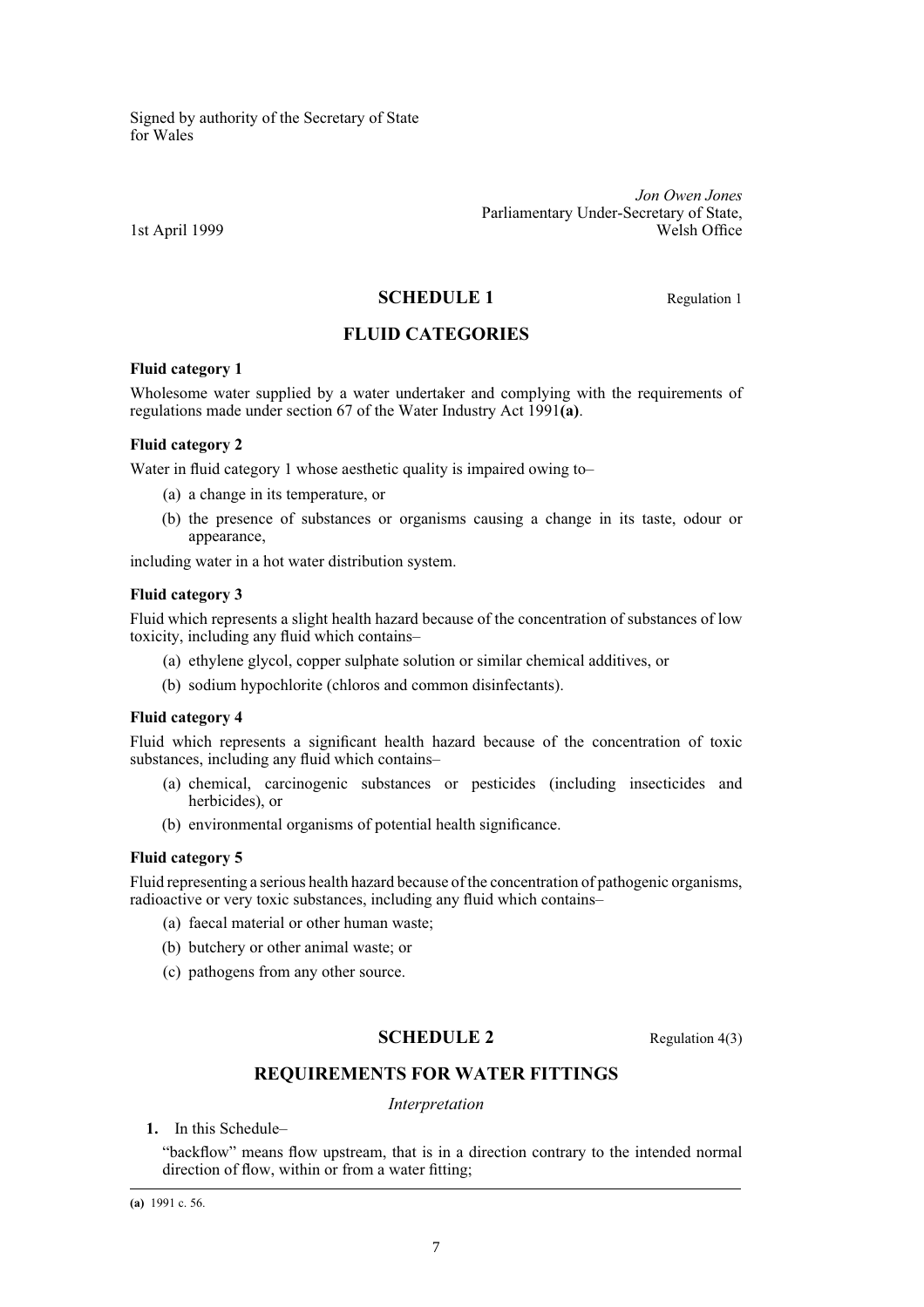Signed by authority of the Secretary of State for Wales

*Jon Owen Jones*
Parliamentary Under-Secretary of State,
Welsh Office

1st April 1999

## SCHEDULE 1

Regulation 1

## FLUID CATEGORIES

**Fluid category 1**

Wholesome water supplied by a water undertaker and complying with the requirements of regulations made under section 67 of the Water Industry Act 1991**(a)**.

**Fluid category 2**

Water in fluid category 1 whose aesthetic quality is impaired owing to–

(a) a change in its temperature, or

(b) the presence of substances or organisms causing a change in its taste, odour or appearance,

including water in a hot water distribution system.

**Fluid category 3**

Fluid which represents a slight health hazard because of the concentration of substances of low toxicity, including any fluid which contains–

(a) ethylene glycol, copper sulphate solution or similar chemical additives, or

(b) sodium hypochlorite (chloros and common disinfectants).

**Fluid category 4**

Fluid which represents a significant health hazard because of the concentration of toxic substances, including any fluid which contains–

(a) chemical, carcinogenic substances or pesticides (including insecticides and herbicides), or

(b) environmental organisms of potential health significance.

**Fluid category 5**

Fluid representing a serious health hazard because of the concentration of pathogenic organisms, radioactive or very toxic substances, including any fluid which contains–

(a) faecal material or other human waste;

(b) butchery or other animal waste; or

(c) pathogens from any other source.

## SCHEDULE 2

Regulation 4(3)

## REQUIREMENTS FOR WATER FITTINGS

*Interpretation*

**1.** In this Schedule–

"backflow" means flow upstream, that is in a direction contrary to the intended normal direction of flow, within or from a water fitting;

---

**(a)** 1991 c. 56.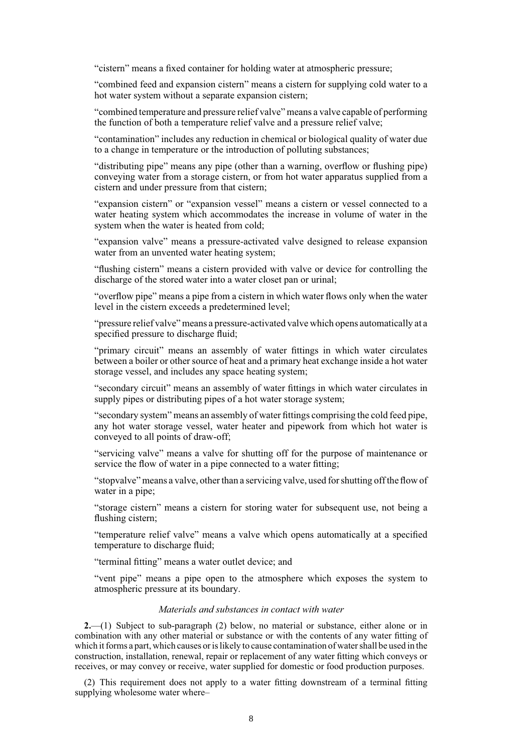"cistern" means a fixed container for holding water at atmospheric pressure;

"combined feed and expansion cistern" means a cistern for supplying cold water to a hot water system without a separate expansion cistern;

"combined temperature and pressure relief valve" means a valve capable of performing the function of both a temperature relief valve and a pressure relief valve;

"contamination" includes any reduction in chemical or biological quality of water due to a change in temperature or the introduction of polluting substances;

"distributing pipe" means any pipe (other than a warning, overflow or flushing pipe) conveying water from a storage cistern, or from hot water apparatus supplied from a cistern and under pressure from that cistern;

"expansion cistern" or "expansion vessel" means a cistern or vessel connected to a water heating system which accommodates the increase in volume of water in the system when the water is heated from cold;

"expansion valve" means a pressure-activated valve designed to release expansion water from an unvented water heating system;

"flushing cistern" means a cistern provided with valve or device for controlling the discharge of the stored water into a water closet pan or urinal;

"overflow pipe" means a pipe from a cistern in which water flows only when the water level in the cistern exceeds a predetermined level;

"pressure relief valve" means a pressure-activated valve which opens automatically at a specified pressure to discharge fluid;

"primary circuit" means an assembly of water fittings in which water circulates between a boiler or other source of heat and a primary heat exchange inside a hot water storage vessel, and includes any space heating system;

"secondary circuit" means an assembly of water fittings in which water circulates in supply pipes or distributing pipes of a hot water storage system;

"secondary system" means an assembly of water fittings comprising the cold feed pipe, any hot water storage vessel, water heater and pipework from which hot water is conveyed to all points of draw-off;

"servicing valve" means a valve for shutting off for the purpose of maintenance or service the flow of water in a pipe connected to a water fitting;

"stopvalve" means a valve, other than a servicing valve, used for shutting off the flow of water in a pipe;

"storage cistern" means a cistern for storing water for subsequent use, not being a flushing cistern;

"temperature relief valve" means a valve which opens automatically at a specified temperature to discharge fluid;

"terminal fitting" means a water outlet device; and

"vent pipe" means a pipe open to the atmosphere which exposes the system to atmospheric pressure at its boundary.

*Materials and substances in contact with water*

**2.**—(1) Subject to sub-paragraph (2) below, no material or substance, either alone or in combination with any other material or substance or with the contents of any water fitting of which it forms a part, which causes or is likely to cause contamination of water shall be used in the construction, installation, renewal, repair or replacement of any water fitting which conveys or receives, or may convey or receive, water supplied for domestic or food production purposes.

(2) This requirement does not apply to a water fitting downstream of a terminal fitting supplying wholesome water where–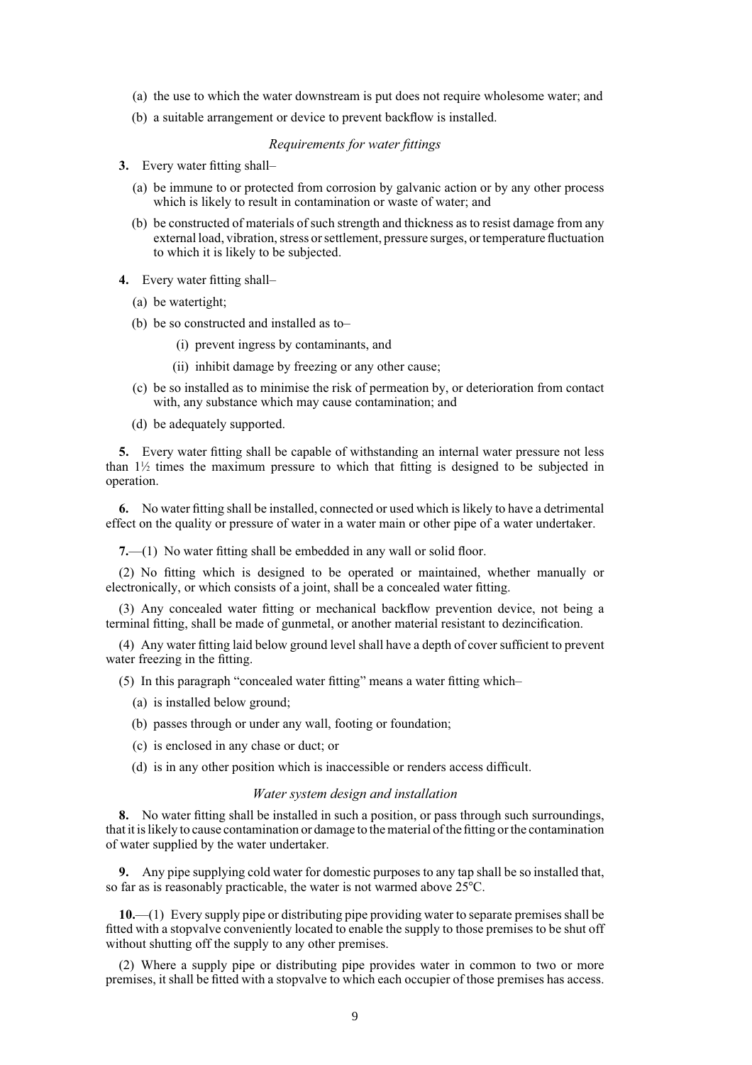(a) the use to which the water downstream is put does not require wholesome water; and

(b) a suitable arrangement or device to prevent backflow is installed.

### *Requirements for water fittings*

**3.** Every water fitting shall–

(a) be immune to or protected from corrosion by galvanic action or by any other process which is likely to result in contamination or waste of water; and

(b) be constructed of materials of such strength and thickness as to resist damage from any external load, vibration, stress or settlement, pressure surges, or temperature fluctuation to which it is likely to be subjected.

**4.** Every water fitting shall–

(a) be watertight;

(b) be so constructed and installed as to–

(i) prevent ingress by contaminants, and

(ii) inhibit damage by freezing or any other cause;

(c) be so installed as to minimise the risk of permeation by, or deterioration from contact with, any substance which may cause contamination; and

(d) be adequately supported.

**5.** Every water fitting shall be capable of withstanding an internal water pressure not less than 1½ times the maximum pressure to which that fitting is designed to be subjected in operation.

**6.** No water fitting shall be installed, connected or used which is likely to have a detrimental effect on the quality or pressure of water in a water main or other pipe of a water undertaker.

**7.**—(1) No water fitting shall be embedded in any wall or solid floor.

(2) No fitting which is designed to be operated or maintained, whether manually or electronically, or which consists of a joint, shall be a concealed water fitting.

(3) Any concealed water fitting or mechanical backflow prevention device, not being a terminal fitting, shall be made of gunmetal, or another material resistant to dezincification.

(4) Any water fitting laid below ground level shall have a depth of cover sufficient to prevent water freezing in the fitting.

(5) In this paragraph "concealed water fitting" means a water fitting which–

(a) is installed below ground;

(b) passes through or under any wall, footing or foundation;

(c) is enclosed in any chase or duct; or

(d) is in any other position which is inaccessible or renders access difficult.

### *Water system design and installation*

**8.** No water fitting shall be installed in such a position, or pass through such surroundings, that it is likely to cause contamination or damage to the material of the fitting or the contamination of water supplied by the water undertaker.

**9.** Any pipe supplying cold water for domestic purposes to any tap shall be so installed that, so far as is reasonably practicable, the water is not warmed above 25°C.

**10.**—(1) Every supply pipe or distributing pipe providing water to separate premises shall be fitted with a stopvalve conveniently located to enable the supply to those premises to be shut off without shutting off the supply to any other premises.

(2) Where a supply pipe or distributing pipe provides water in common to two or more premises, it shall be fitted with a stopvalve to which each occupier of those premises has access.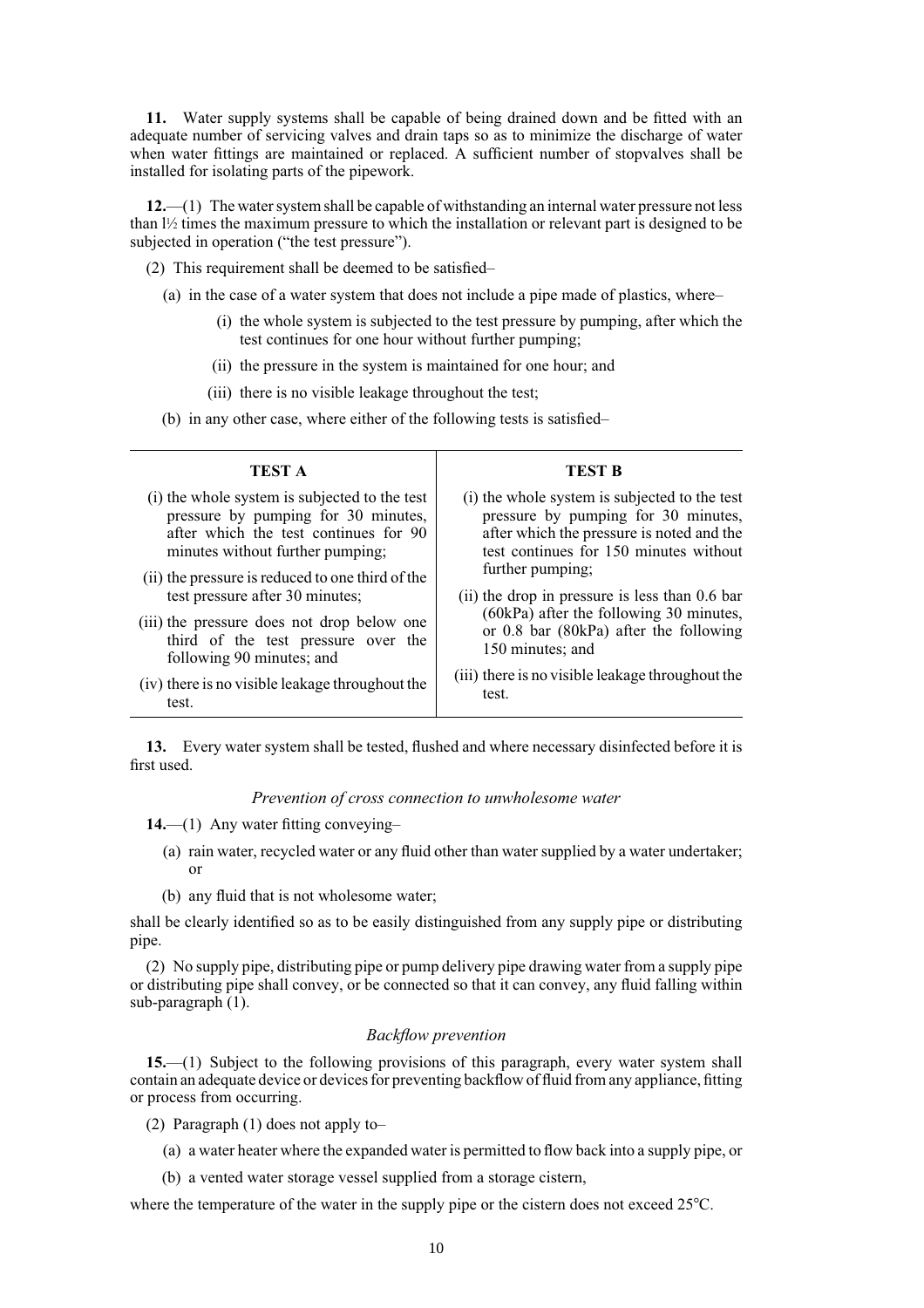**11.** Water supply systems shall be capable of being drained down and be fitted with an adequate number of servicing valves and drain taps so as to minimize the discharge of water when water fittings are maintained or replaced. A sufficient number of stopvalves shall be installed for isolating parts of the pipework.

**12.**—(1) The water system shall be capable of withstanding an internal water pressure not less than l½ times the maximum pressure to which the installation or relevant part is designed to be subjected in operation ("the test pressure").

(2) This requirement shall be deemed to be satisfied–

(a) in the case of a water system that does not include a pipe made of plastics, where–

(i) the whole system is subjected to the test pressure by pumping, after which the test continues for one hour without further pumping;

(ii) the pressure in the system is maintained for one hour; and

(iii) there is no visible leakage throughout the test;

(b) in any other case, where either of the following tests is satisfied–

| **TEST A** | **TEST B** |
|---|---|
| (i) the whole system is subjected to the test pressure by pumping for 30 minutes, after which the test continues for 90 minutes without further pumping;<br>(ii) the pressure is reduced to one third of the test pressure after 30 minutes;<br>(iii) the pressure does not drop below one third of the test pressure over the following 90 minutes; and<br>(iv) there is no visible leakage throughout the test. | (i) the whole system is subjected to the test pressure by pumping for 30 minutes, after which the pressure is noted and the test continues for 150 minutes without further pumping;<br>(ii) the drop in pressure is less than 0.6 bar (60kPa) after the following 30 minutes, or 0.8 bar (80kPa) after the following 150 minutes; and<br>(iii) there is no visible leakage throughout the test. |

**13.** Every water system shall be tested, flushed and where necessary disinfected before it is first used.

*Prevention of cross connection to unwholesome water*

**14.**—(1) Any water fitting conveying–

(a) rain water, recycled water or any fluid other than water supplied by a water undertaker; or

(b) any fluid that is not wholesome water;

shall be clearly identified so as to be easily distinguished from any supply pipe or distributing pipe.

(2) No supply pipe, distributing pipe or pump delivery pipe drawing water from a supply pipe or distributing pipe shall convey, or be connected so that it can convey, any fluid falling within sub-paragraph (1).

*Backflow prevention*

**15.**—(1) Subject to the following provisions of this paragraph, every water system shall contain an adequate device or devices for preventing backflow of fluid from any appliance, fitting or process from occurring.

(2) Paragraph (1) does not apply to–

(a) a water heater where the expanded water is permitted to flow back into a supply pipe, or

(b) a vented water storage vessel supplied from a storage cistern,

where the temperature of the water in the supply pipe or the cistern does not exceed 25°C.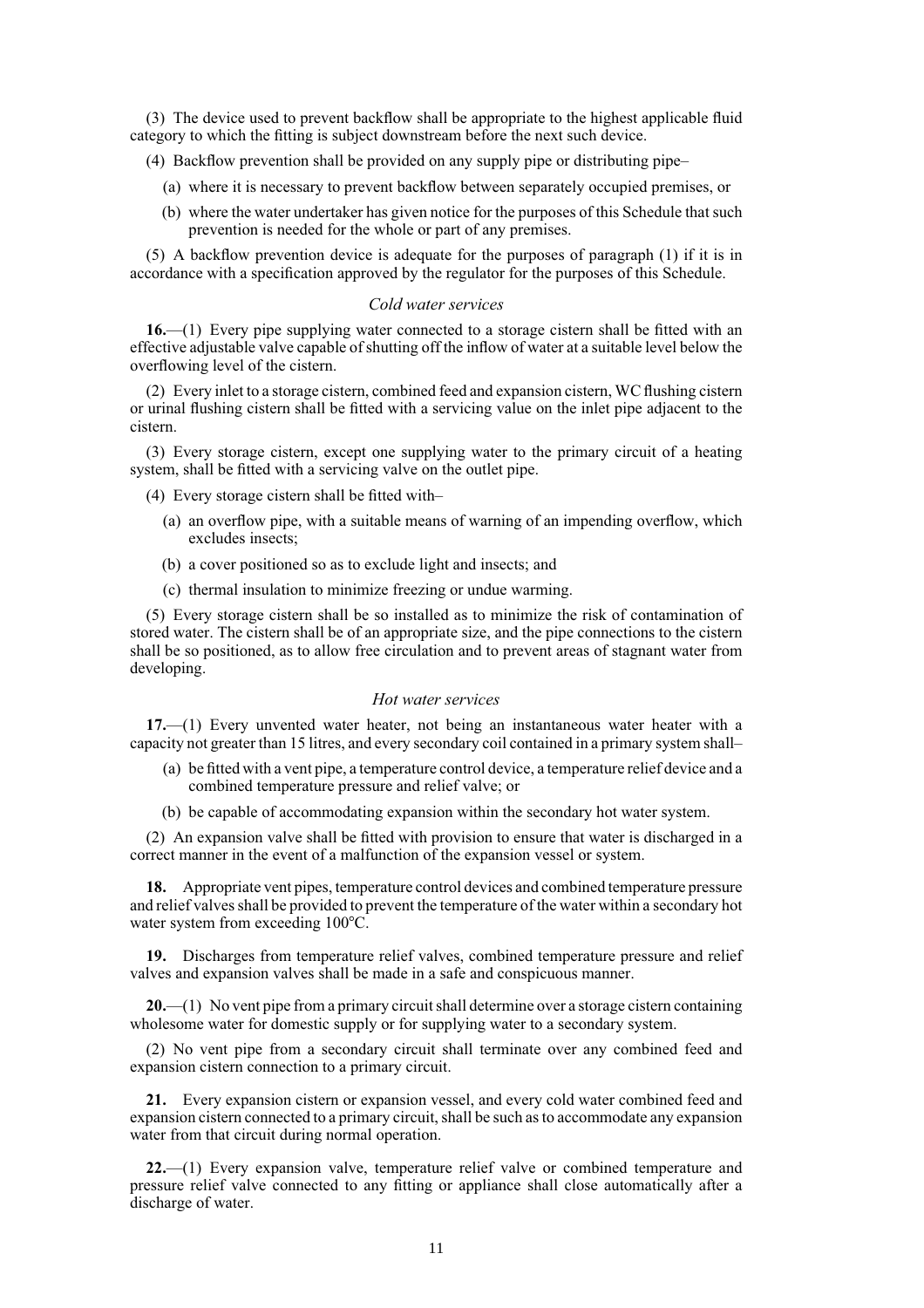(3) The device used to prevent backflow shall be appropriate to the highest applicable fluid category to which the fitting is subject downstream before the next such device.

(4) Backflow prevention shall be provided on any supply pipe or distributing pipe–

(a) where it is necessary to prevent backflow between separately occupied premises, or

(b) where the water undertaker has given notice for the purposes of this Schedule that such prevention is needed for the whole or part of any premises.

(5) A backflow prevention device is adequate for the purposes of paragraph (1) if it is in accordance with a specification approved by the regulator for the purposes of this Schedule.

### *Cold water services*

**16.**—(1) Every pipe supplying water connected to a storage cistern shall be fitted with an effective adjustable valve capable of shutting off the inflow of water at a suitable level below the overflowing level of the cistern.

(2) Every inlet to a storage cistern, combined feed and expansion cistern, WC flushing cistern or urinal flushing cistern shall be fitted with a servicing value on the inlet pipe adjacent to the cistern.

(3) Every storage cistern, except one supplying water to the primary circuit of a heating system, shall be fitted with a servicing valve on the outlet pipe.

(4) Every storage cistern shall be fitted with–

(a) an overflow pipe, with a suitable means of warning of an impending overflow, which excludes insects;

(b) a cover positioned so as to exclude light and insects; and

(c) thermal insulation to minimize freezing or undue warming.

(5) Every storage cistern shall be so installed as to minimize the risk of contamination of stored water. The cistern shall be of an appropriate size, and the pipe connections to the cistern shall be so positioned, as to allow free circulation and to prevent areas of stagnant water from developing.

### *Hot water services*

**17.**—(1) Every unvented water heater, not being an instantaneous water heater with a capacity not greater than 15 litres, and every secondary coil contained in a primary system shall–

(a) be fitted with a vent pipe, a temperature control device, a temperature relief device and a combined temperature pressure and relief valve; or

(b) be capable of accommodating expansion within the secondary hot water system.

(2) An expansion valve shall be fitted with provision to ensure that water is discharged in a correct manner in the event of a malfunction of the expansion vessel or system.

**18.** Appropriate vent pipes, temperature control devices and combined temperature pressure and relief valves shall be provided to prevent the temperature of the water within a secondary hot water system from exceeding 100°C.

**19.** Discharges from temperature relief valves, combined temperature pressure and relief valves and expansion valves shall be made in a safe and conspicuous manner.

**20.**—(1) No vent pipe from a primary circuit shall determine over a storage cistern containing wholesome water for domestic supply or for supplying water to a secondary system.

(2) No vent pipe from a secondary circuit shall terminate over any combined feed and expansion cistern connection to a primary circuit.

**21.** Every expansion cistern or expansion vessel, and every cold water combined feed and expansion cistern connected to a primary circuit, shall be such as to accommodate any expansion water from that circuit during normal operation.

**22.**—(1) Every expansion valve, temperature relief valve or combined temperature and pressure relief valve connected to any fitting or appliance shall close automatically after a discharge of water.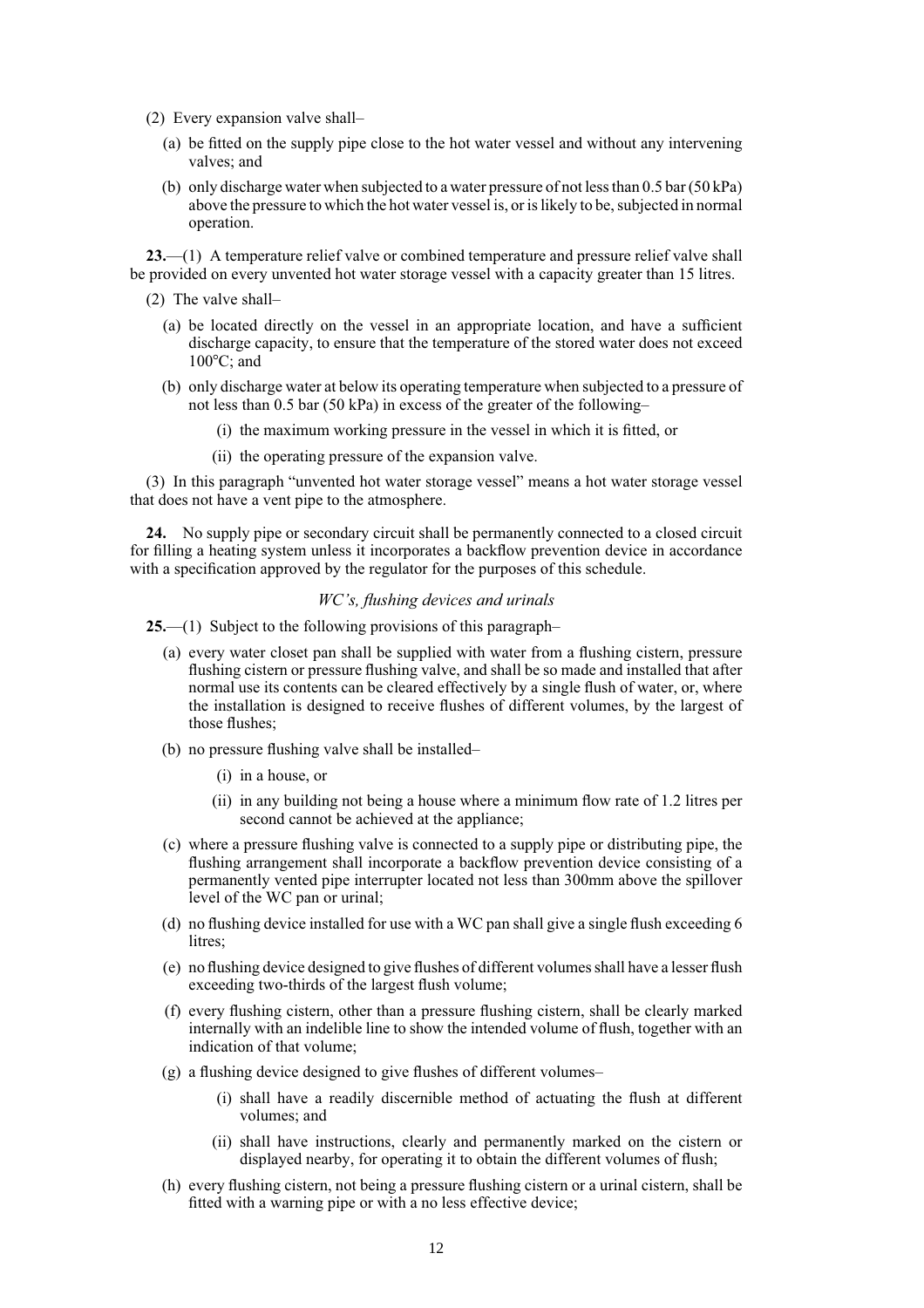(2) Every expansion valve shall–

(a) be fitted on the supply pipe close to the hot water vessel and without any intervening valves; and

(b) only discharge water when subjected to a water pressure of not less than 0.5 bar (50 kPa) above the pressure to which the hot water vessel is, or is likely to be, subjected in normal operation.

**23.**—(1) A temperature relief valve or combined temperature and pressure relief valve shall be provided on every unvented hot water storage vessel with a capacity greater than 15 litres.

(2) The valve shall–

(a) be located directly on the vessel in an appropriate location, and have a sufficient discharge capacity, to ensure that the temperature of the stored water does not exceed 100°C; and

(b) only discharge water at below its operating temperature when subjected to a pressure of not less than 0.5 bar (50 kPa) in excess of the greater of the following–

(i) the maximum working pressure in the vessel in which it is fitted, or

(ii) the operating pressure of the expansion valve.

(3) In this paragraph "unvented hot water storage vessel" means a hot water storage vessel that does not have a vent pipe to the atmosphere.

**24.** No supply pipe or secondary circuit shall be permanently connected to a closed circuit for filling a heating system unless it incorporates a backflow prevention device in accordance with a specification approved by the regulator for the purposes of this schedule.

*WC's, flushing devices and urinals*

**25.**—(1) Subject to the following provisions of this paragraph–

(a) every water closet pan shall be supplied with water from a flushing cistern, pressure flushing cistern or pressure flushing valve, and shall be so made and installed that after normal use its contents can be cleared effectively by a single flush of water, or, where the installation is designed to receive flushes of different volumes, by the largest of those flushes;

(b) no pressure flushing valve shall be installed–

(i) in a house, or

(ii) in any building not being a house where a minimum flow rate of 1.2 litres per second cannot be achieved at the appliance;

(c) where a pressure flushing valve is connected to a supply pipe or distributing pipe, the flushing arrangement shall incorporate a backflow prevention device consisting of a permanently vented pipe interrupter located not less than 300mm above the spillover level of the WC pan or urinal;

(d) no flushing device installed for use with a WC pan shall give a single flush exceeding 6 litres;

(e) no flushing device designed to give flushes of different volumes shall have a lesser flush exceeding two-thirds of the largest flush volume;

(f) every flushing cistern, other than a pressure flushing cistern, shall be clearly marked internally with an indelible line to show the intended volume of flush, together with an indication of that volume;

(g) a flushing device designed to give flushes of different volumes–

(i) shall have a readily discernible method of actuating the flush at different volumes; and

(ii) shall have instructions, clearly and permanently marked on the cistern or displayed nearby, for operating it to obtain the different volumes of flush;

(h) every flushing cistern, not being a pressure flushing cistern or a urinal cistern, shall be fitted with a warning pipe or with a no less effective device;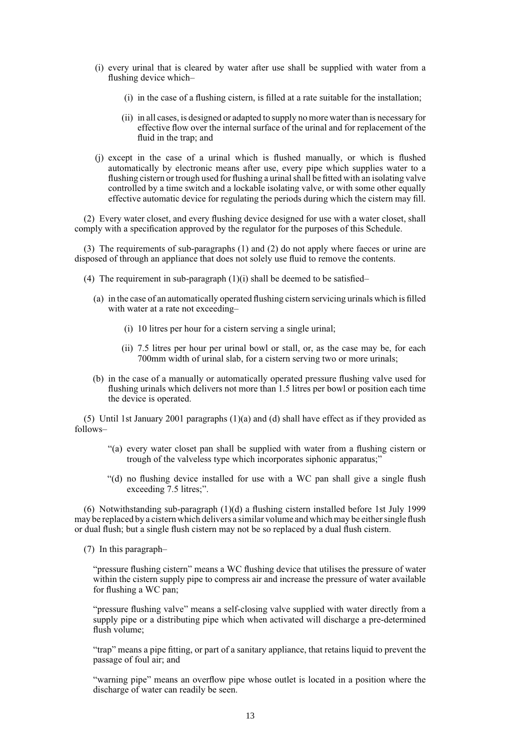(i) every urinal that is cleared by water after use shall be supplied with water from a flushing device which–

(i) in the case of a flushing cistern, is filled at a rate suitable for the installation;

(ii) in all cases, is designed or adapted to supply no more water than is necessary for effective flow over the internal surface of the urinal and for replacement of the fluid in the trap; and

(j) except in the case of a urinal which is flushed manually, or which is flushed automatically by electronic means after use, every pipe which supplies water to a flushing cistern or trough used for flushing a urinal shall be fitted with an isolating valve controlled by a time switch and a lockable isolating valve, or with some other equally effective automatic device for regulating the periods during which the cistern may fill.

(2) Every water closet, and every flushing device designed for use with a water closet, shall comply with a specification approved by the regulator for the purposes of this Schedule.

(3) The requirements of sub-paragraphs (1) and (2) do not apply where faeces or urine are disposed of through an appliance that does not solely use fluid to remove the contents.

(4) The requirement in sub-paragraph (1)(i) shall be deemed to be satisfied–

(a) in the case of an automatically operated flushing cistern servicing urinals which is filled with water at a rate not exceeding–

(i) 10 litres per hour for a cistern serving a single urinal;

(ii) 7.5 litres per hour per urinal bowl or stall, or, as the case may be, for each 700mm width of urinal slab, for a cistern serving two or more urinals;

(b) in the case of a manually or automatically operated pressure flushing valve used for flushing urinals which delivers not more than 1.5 litres per bowl or position each time the device is operated.

(5) Until 1st January 2001 paragraphs (1)(a) and (d) shall have effect as if they provided as follows–

"(a) every water closet pan shall be supplied with water from a flushing cistern or trough of the valveless type which incorporates siphonic apparatus;"

"(d) no flushing device installed for use with a WC pan shall give a single flush exceeding 7.5 litres;".

(6) Notwithstanding sub-paragraph (1)(d) a flushing cistern installed before 1st July 1999 may be replaced by a cistern which delivers a similar volume and which may be either single flush or dual flush; but a single flush cistern may not be so replaced by a dual flush cistern.

(7) In this paragraph–

"pressure flushing cistern" means a WC flushing device that utilises the pressure of water within the cistern supply pipe to compress air and increase the pressure of water available for flushing a WC pan;

"pressure flushing valve" means a self-closing valve supplied with water directly from a supply pipe or a distributing pipe which when activated will discharge a pre-determined flush volume;

"trap" means a pipe fitting, or part of a sanitary appliance, that retains liquid to prevent the passage of foul air; and

"warning pipe" means an overflow pipe whose outlet is located in a position where the discharge of water can readily be seen.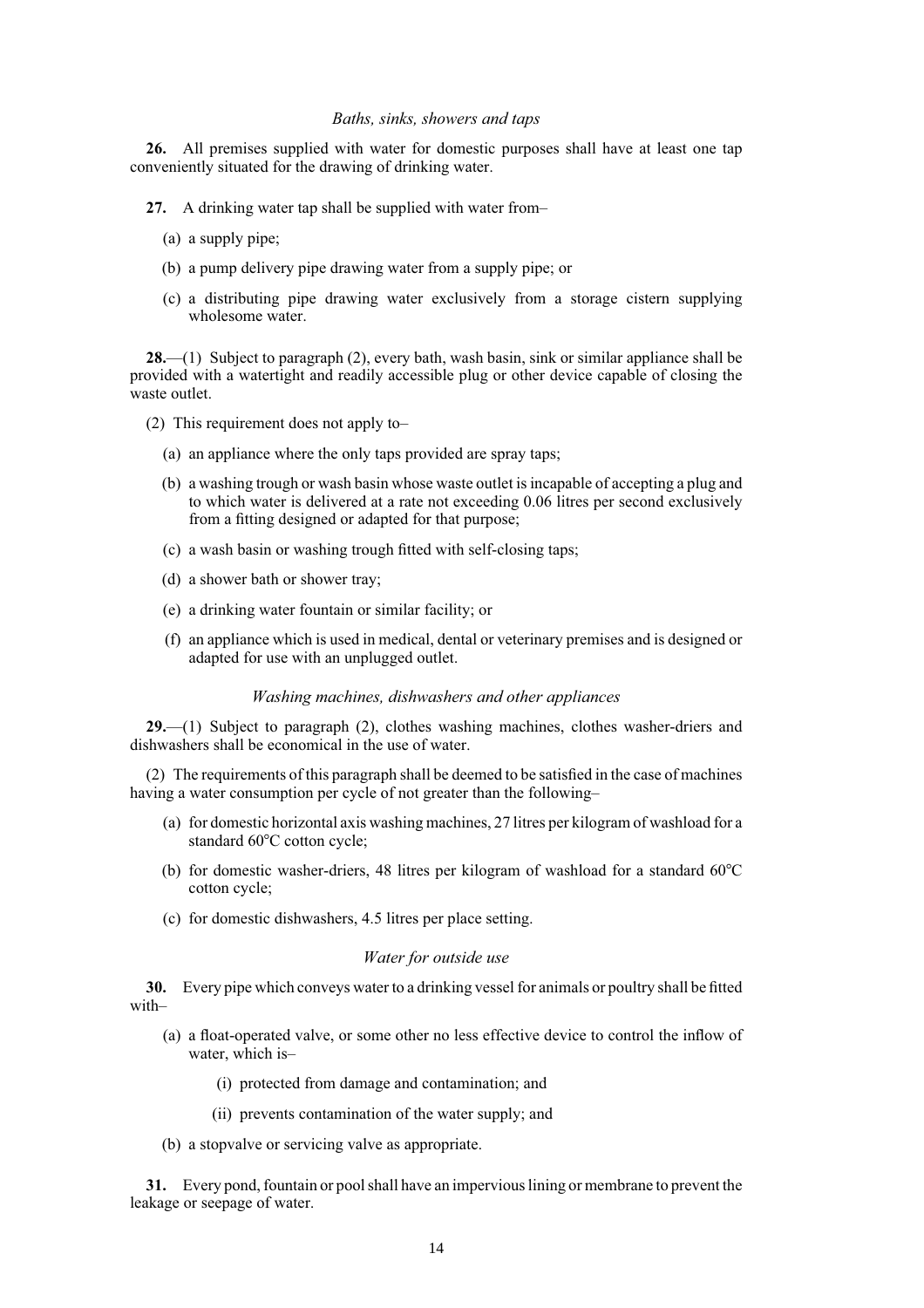*Baths, sinks, showers and taps*

**26.** All premises supplied with water for domestic purposes shall have at least one tap conveniently situated for the drawing of drinking water.

**27.** A drinking water tap shall be supplied with water from–

(a) a supply pipe;

(b) a pump delivery pipe drawing water from a supply pipe; or

(c) a distributing pipe drawing water exclusively from a storage cistern supplying wholesome water.

**28.**—(1) Subject to paragraph (2), every bath, wash basin, sink or similar appliance shall be provided with a watertight and readily accessible plug or other device capable of closing the waste outlet.

(2) This requirement does not apply to–

(a) an appliance where the only taps provided are spray taps;

(b) a washing trough or wash basin whose waste outlet is incapable of accepting a plug and to which water is delivered at a rate not exceeding 0.06 litres per second exclusively from a fitting designed or adapted for that purpose;

(c) a wash basin or washing trough fitted with self-closing taps;

(d) a shower bath or shower tray;

(e) a drinking water fountain or similar facility; or

(f) an appliance which is used in medical, dental or veterinary premises and is designed or adapted for use with an unplugged outlet.

*Washing machines, dishwashers and other appliances*

**29.**—(1) Subject to paragraph (2), clothes washing machines, clothes washer-driers and dishwashers shall be economical in the use of water.

(2) The requirements of this paragraph shall be deemed to be satisfied in the case of machines having a water consumption per cycle of not greater than the following–

(a) for domestic horizontal axis washing machines, 27 litres per kilogram of washload for a standard 60°C cotton cycle;

(b) for domestic washer-driers, 48 litres per kilogram of washload for a standard 60°C cotton cycle;

(c) for domestic dishwashers, 4.5 litres per place setting.

*Water for outside use*

**30.** Every pipe which conveys water to a drinking vessel for animals or poultry shall be fitted with–

(a) a float-operated valve, or some other no less effective device to control the inflow of water, which is–

(i) protected from damage and contamination; and

(ii) prevents contamination of the water supply; and

(b) a stopvalve or servicing valve as appropriate.

**31.** Every pond, fountain or pool shall have an impervious lining or membrane to prevent the leakage or seepage of water.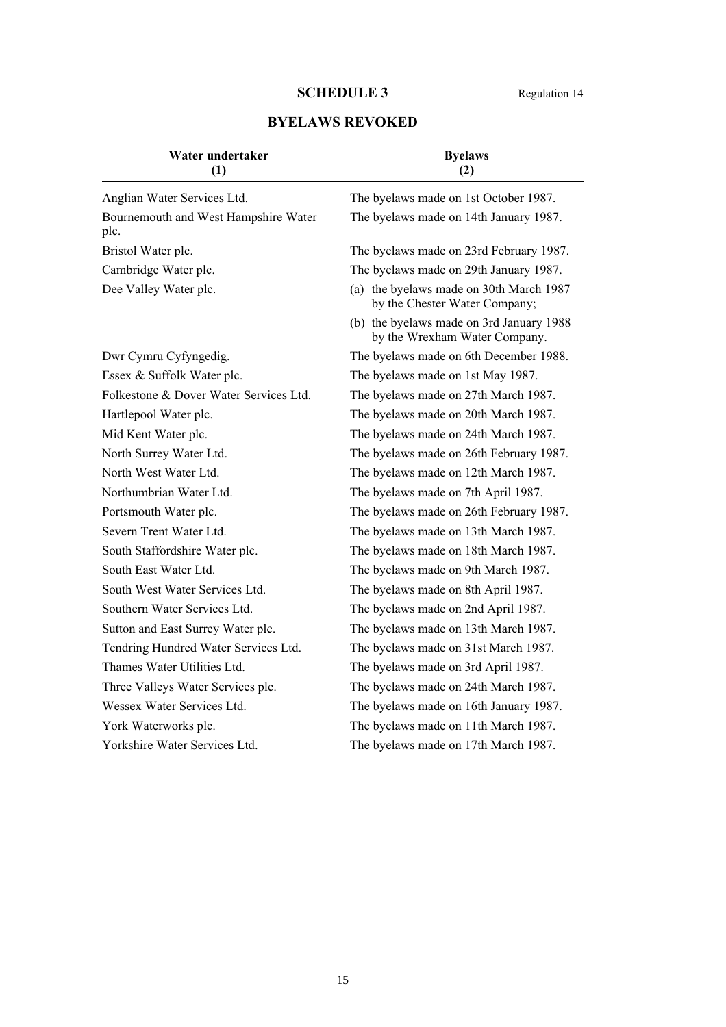## SCHEDULE 3

Regulation 14

## BYELAWS REVOKED

| Water undertaker (1) | Byelaws (2) |
|---|---|
| Anglian Water Services Ltd. | The byelaws made on 1st October 1987. |
| Bournemouth and West Hampshire Water plc. | The byelaws made on 14th January 1987. |
| Bristol Water plc. | The byelaws made on 23rd February 1987. |
| Cambridge Water plc. | The byelaws made on 29th January 1987. |
| Dee Valley Water plc. | (a) the byelaws made on 30th March 1987 by the Chester Water Company; |
| | (b) the byelaws made on 3rd January 1988 by the Wrexham Water Company. |
| Dwr Cymru Cyfyngedig. | The byelaws made on 6th December 1988. |
| Essex & Suffolk Water plc. | The byelaws made on 1st May 1987. |
| Folkestone & Dover Water Services Ltd. | The byelaws made on 27th March 1987. |
| Hartlepool Water plc. | The byelaws made on 20th March 1987. |
| Mid Kent Water plc. | The byelaws made on 24th March 1987. |
| North Surrey Water Ltd. | The byelaws made on 26th February 1987. |
| North West Water Ltd. | The byelaws made on 12th March 1987. |
| Northumbrian Water Ltd. | The byelaws made on 7th April 1987. |
| Portsmouth Water plc. | The byelaws made on 26th February 1987. |
| Severn Trent Water Ltd. | The byelaws made on 13th March 1987. |
| South Staffordshire Water plc. | The byelaws made on 18th March 1987. |
| South East Water Ltd. | The byelaws made on 9th March 1987. |
| South West Water Services Ltd. | The byelaws made on 8th April 1987. |
| Southern Water Services Ltd. | The byelaws made on 2nd April 1987. |
| Sutton and East Surrey Water plc. | The byelaws made on 13th March 1987. |
| Tendring Hundred Water Services Ltd. | The byelaws made on 31st March 1987. |
| Thames Water Utilities Ltd. | The byelaws made on 3rd April 1987. |
| Three Valleys Water Services plc. | The byelaws made on 24th March 1987. |
| Wessex Water Services Ltd. | The byelaws made on 16th January 1987. |
| York Waterworks plc. | The byelaws made on 11th March 1987. |
| Yorkshire Water Services Ltd. | The byelaws made on 17th March 1987. |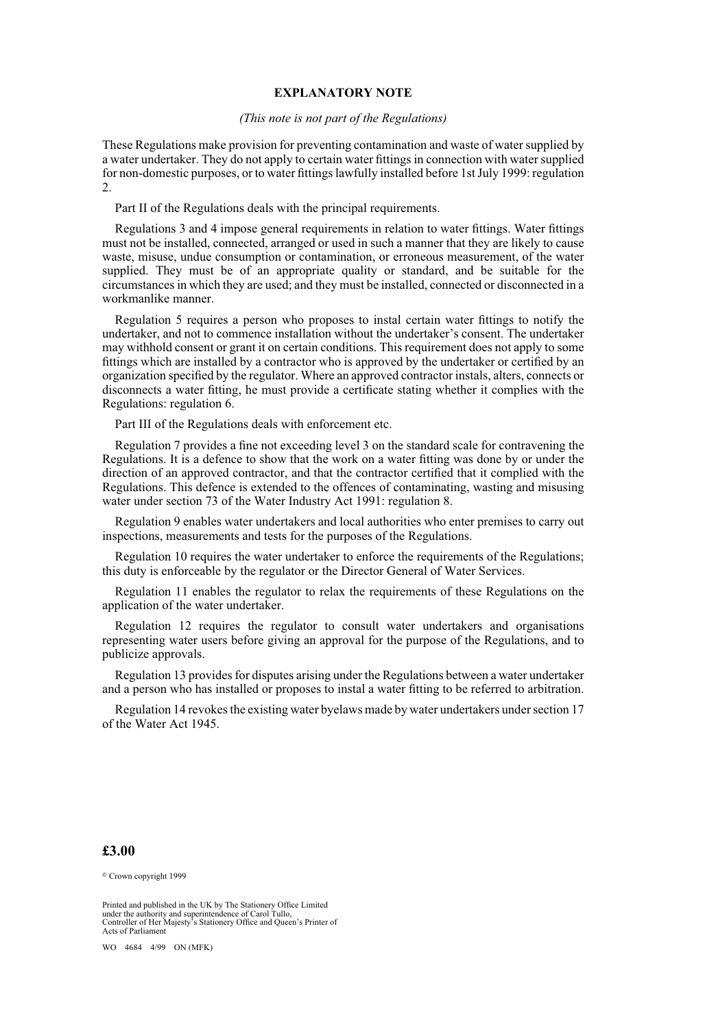## EXPLANATORY NOTE

*(This note is not part of the Regulations)*

These Regulations make provision for preventing contamination and waste of water supplied by a water undertaker. They do not apply to certain water fittings in connection with water supplied for non-domestic purposes, or to water fittings lawfully installed before 1st July 1999: regulation 2.

Part II of the Regulations deals with the principal requirements.

Regulations 3 and 4 impose general requirements in relation to water fittings. Water fittings must not be installed, connected, arranged or used in such a manner that they are likely to cause waste, misuse, undue consumption or contamination, or erroneous measurement, of the water supplied. They must be of an appropriate quality or standard, and be suitable for the circumstances in which they are used; and they must be installed, connected or disconnected in a workmanlike manner.

Regulation 5 requires a person who proposes to instal certain water fittings to notify the undertaker, and not to commence installation without the undertaker's consent. The undertaker may withhold consent or grant it on certain conditions. This requirement does not apply to some fittings which are installed by a contractor who is approved by the undertaker or certified by an organization specified by the regulator. Where an approved contractor instals, alters, connects or disconnects a water fitting, he must provide a certificate stating whether it complies with the Regulations: regulation 6.

Part III of the Regulations deals with enforcement etc.

Regulation 7 provides a fine not exceeding level 3 on the standard scale for contravening the Regulations. It is a defence to show that the work on a water fitting was done by or under the direction of an approved contractor, and that the contractor certified that it complied with the Regulations. This defence is extended to the offences of contaminating, wasting and misusing water under section 73 of the Water Industry Act 1991: regulation 8.

Regulation 9 enables water undertakers and local authorities who enter premises to carry out inspections, measurements and tests for the purposes of the Regulations.

Regulation 10 requires the water undertaker to enforce the requirements of the Regulations; this duty is enforceable by the regulator or the Director General of Water Services.

Regulation 11 enables the regulator to relax the requirements of these Regulations on the application of the water undertaker.

Regulation 12 requires the regulator to consult water undertakers and organisations representing water users before giving an approval for the purpose of the Regulations, and to publicize approvals.

Regulation 13 provides for disputes arising under the Regulations between a water undertaker and a person who has installed or proposes to instal a water fitting to be referred to arbitration.

Regulation 14 revokes the existing water byelaws made by water undertakers under section 17 of the Water Act 1945.

**£3.00**

© Crown copyright 1999

Printed and published in the UK by The Stationery Office Limited
under the authority and superintendence of Carol Tullo,
Controller of Her Majesty's Stationery Office and Queen's Printer of
Acts of Parliament

WO 4684 4/99 ON (MFK)